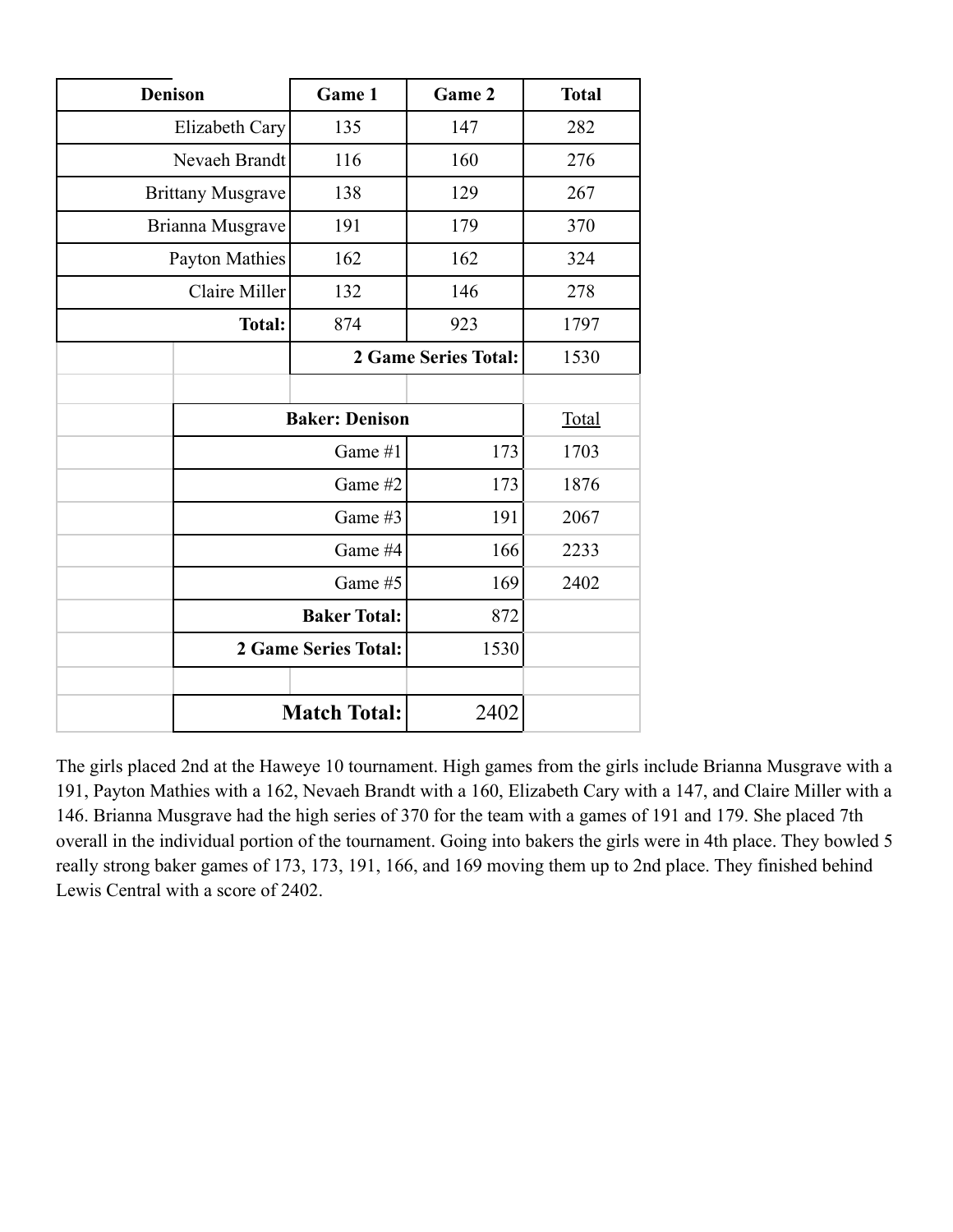| Denison | Game 1 | Game 2 | Total |
|---|---|---|---|
| Elizabeth Cary | 135 | 147 | 282 |
| Nevaeh Brandt | 116 | 160 | 276 |
| Brittany Musgrave | 138 | 129 | 267 |
| Brianna Musgrave | 191 | 179 | 370 |
| Payton Mathies | 162 | 162 | 324 |
| Claire Miller | 132 | 146 | 278 |
| **Total:** | 874 | 923 | 1797 |
| | | **2 Game Series Total:** | 1530 |

| Baker: Denison | | Total |
|---|---|---|
| Game #1 | 173 | 1703 |
| Game #2 | 173 | 1876 |
| Game #3 | 191 | 2067 |
| Game #4 | 166 | 2233 |
| Game #5 | 169 | 2402 |
| **Baker Total:** | 872 | |
| **2 Game Series Total:** | 1530 | |
| **Match Total:** | 2402 | |

The girls placed 2nd at the Haweye 10 tournament. High games from the girls include Brianna Musgrave with a 191, Payton Mathies with a 162, Nevaeh Brandt with a 160, Elizabeth Cary with a 147, and Claire Miller with a 146. Brianna Musgrave had the high series of 370 for the team with a games of 191 and 179. She placed 7th overall in the individual portion of the tournament. Going into bakers the girls were in 4th place. They bowled 5 really strong baker games of 173, 173, 191, 166, and 169 moving them up to 2nd place. They finished behind Lewis Central with a score of 2402.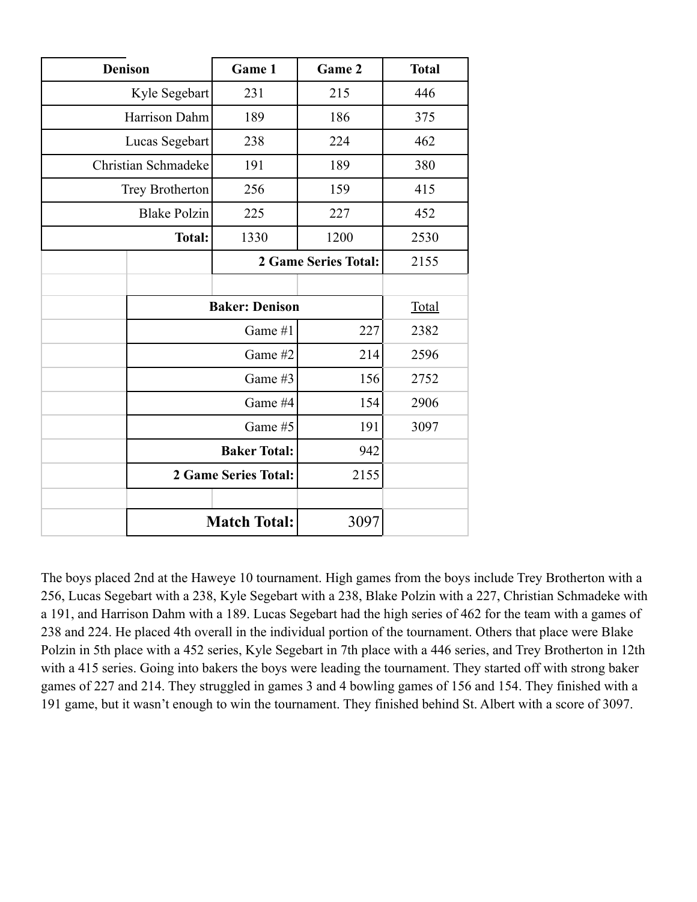| Denison | Game 1 | Game 2 | Total |
|---|---|---|---|
| Kyle Segebart | 231 | 215 | 446 |
| Harrison Dahm | 189 | 186 | 375 |
| Lucas Segebart | 238 | 224 | 462 |
| Christian Schmadeke | 191 | 189 | 380 |
| Trey Brotherton | 256 | 159 | 415 |
| Blake Polzin | 225 | 227 | 452 |
| **Total:** | 1330 | 1200 | 2530 |
| | | **2 Game Series Total:** | 2155 |

| Baker: Denison | | Total |
|---|---|---|
| Game #1 | 227 | 2382 |
| Game #2 | 214 | 2596 |
| Game #3 | 156 | 2752 |
| Game #4 | 154 | 2906 |
| Game #5 | 191 | 3097 |
| **Baker Total:** | 942 | |
| **2 Game Series Total:** | 2155 | |
| **Match Total:** | 3097 | |

The boys placed 2nd at the Haweye 10 tournament. High games from the boys include Trey Brotherton with a 256, Lucas Segebart with a 238, Kyle Segebart with a 238, Blake Polzin with a 227, Christian Schmadeke with a 191, and Harrison Dahm with a 189. Lucas Segebart had the high series of 462 for the team with a games of 238 and 224. He placed 4th overall in the individual portion of the tournament. Others that place were Blake Polzin in 5th place with a 452 series, Kyle Segebart in 7th place with a 446 series, and Trey Brotherton in 12th with a 415 series. Going into bakers the boys were leading the tournament. They started off with strong baker games of 227 and 214. They struggled in games 3 and 4 bowling games of 156 and 154. They finished with a 191 game, but it wasn't enough to win the tournament. They finished behind St. Albert with a score of 3097.